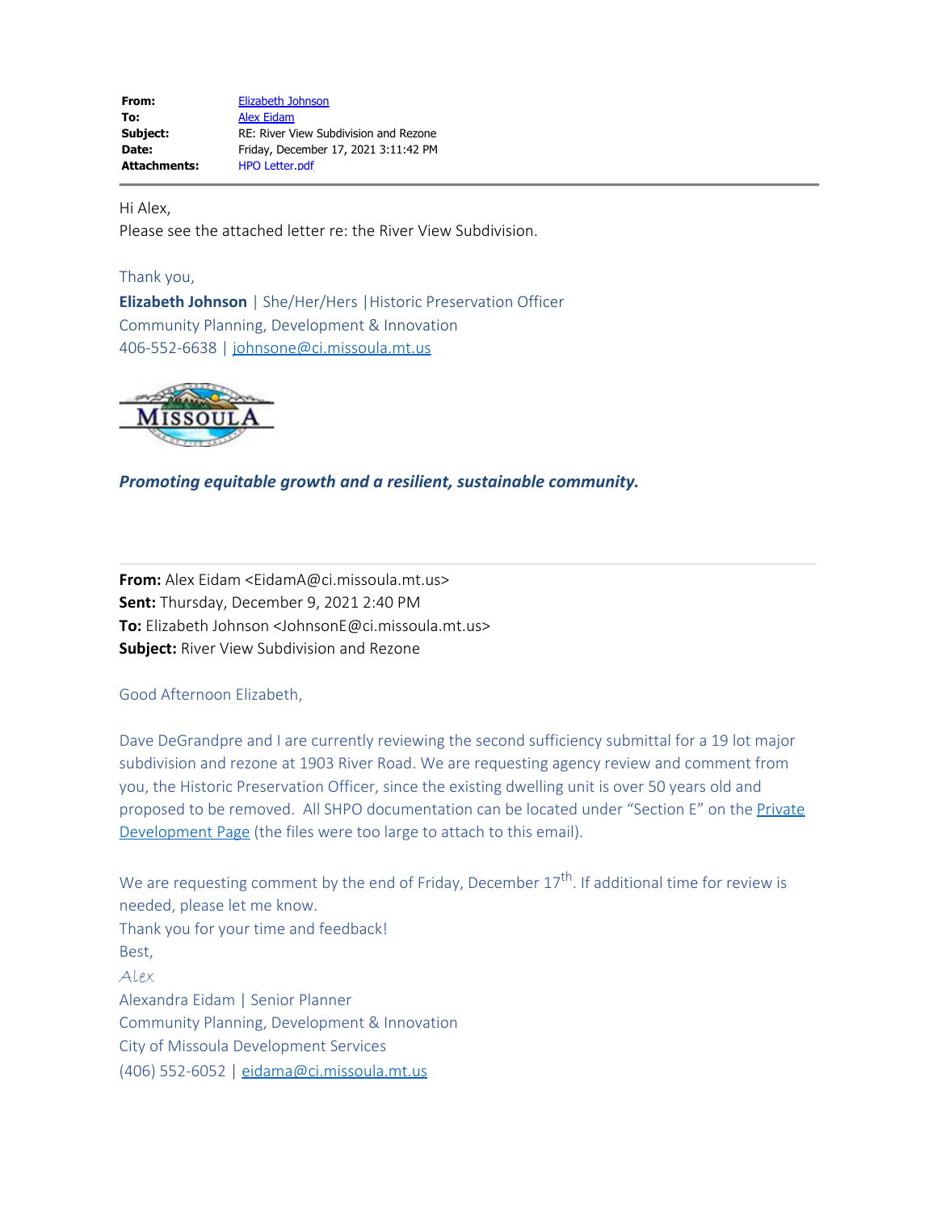| | |
|---|---|
| **From:** | Elizabeth Johnson |
| **To:** | Alex Eidam |
| **Subject:** | RE: River View Subdivision and Rezone |
| **Date:** | Friday, December 17, 2021 3:11:42 PM |
| **Attachments:** | HPO Letter.pdf |

Hi Alex,

Please see the attached letter re: the River View Subdivision.

Thank you,

**Elizabeth Johnson** | She/Her/Hers |Historic Preservation Officer
Community Planning, Development & Innovation
406-552-6638 | johnsone@ci.missoula.mt.us

***Promoting equitable growth and a resilient, sustainable community.***

---

**From:** Alex Eidam <EidamA@ci.missoula.mt.us>
**Sent:** Thursday, December 9, 2021 2:40 PM
**To:** Elizabeth Johnson <JohnsonE@ci.missoula.mt.us>
**Subject:** River View Subdivision and Rezone

Good Afternoon Elizabeth,

Dave DeGrandpre and I are currently reviewing the second sufficiency submittal for a 19 lot major subdivision and rezone at 1903 River Road. We are requesting agency review and comment from you, the Historic Preservation Officer, since the existing dwelling unit is over 50 years old and proposed to be removed. All SHPO documentation can be located under "Section E" on the Private Development Page (the files were too large to attach to this email).

We are requesting comment by the end of Friday, December 17th. If additional time for review is needed, please let me know.

Thank you for your time and feedback!

Best,

*Alex*

Alexandra Eidam | Senior Planner
Community Planning, Development & Innovation
City of Missoula Development Services
(406) 552-6052 | eidama@ci.missoula.mt.us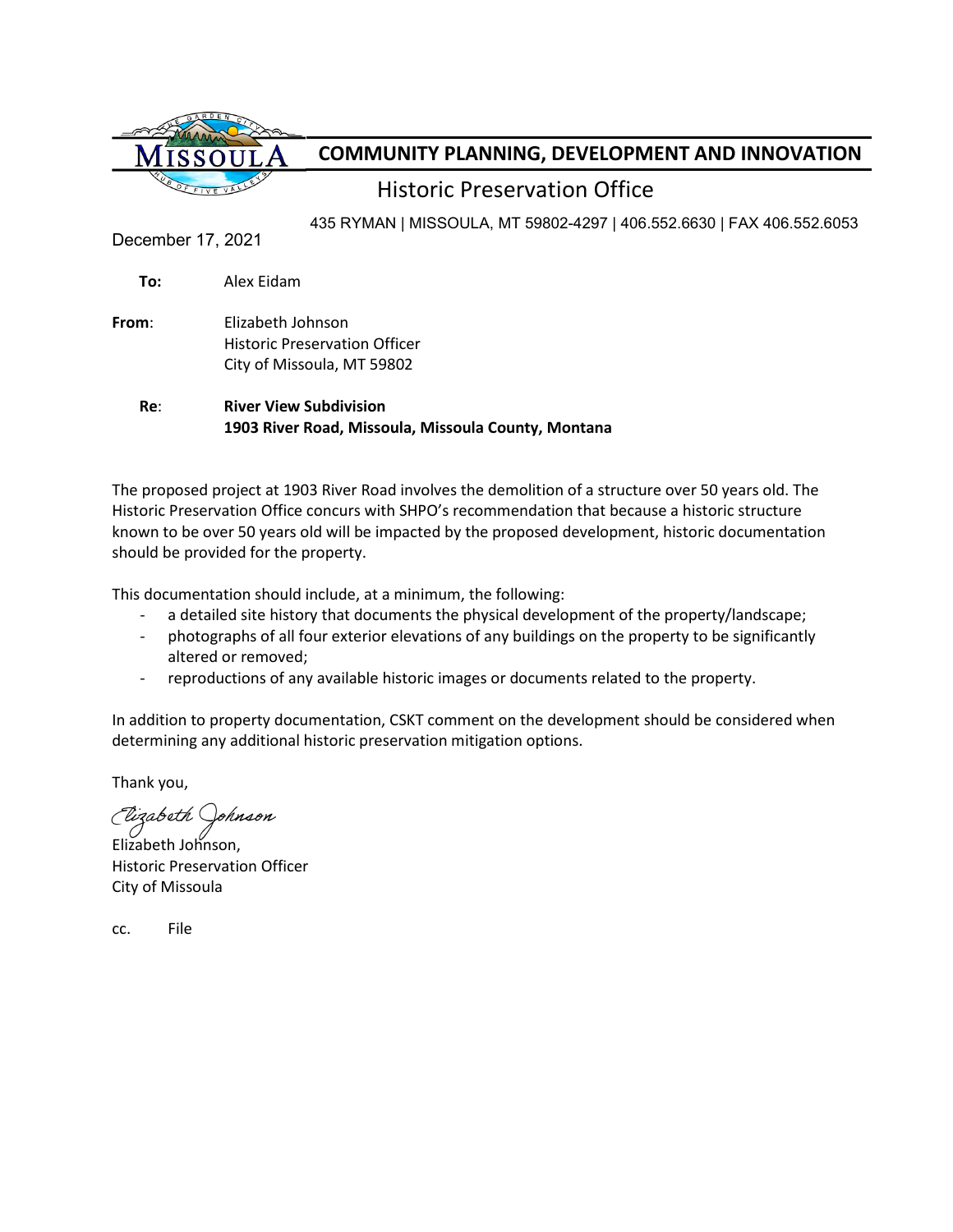**COMMUNITY PLANNING, DEVELOPMENT AND INNOVATION**

Historic Preservation Office

435 RYMAN | MISSOULA, MT 59802-4297 | 406.552.6630 | FAX 406.552.6053

December 17, 2021

**To:** Alex Eidam

**From**: Elizabeth Johnson
Historic Preservation Officer
City of Missoula, MT 59802

**Re**: **River View Subdivision**
**1903 River Road, Missoula, Missoula County, Montana**

The proposed project at 1903 River Road involves the demolition of a structure over 50 years old. The Historic Preservation Office concurs with SHPO's recommendation that because a historic structure known to be over 50 years old will be impacted by the proposed development, historic documentation should be provided for the property.

This documentation should include, at a minimum, the following:

- a detailed site history that documents the physical development of the property/landscape;
- photographs of all four exterior elevations of any buildings on the property to be significantly altered or removed;
- reproductions of any available historic images or documents related to the property.

In addition to property documentation, CSKT comment on the development should be considered when determining any additional historic preservation mitigation options.

Thank you,

*Elizabeth Johnson*

Elizabeth Johnson,
Historic Preservation Officer
City of Missoula

cc. File